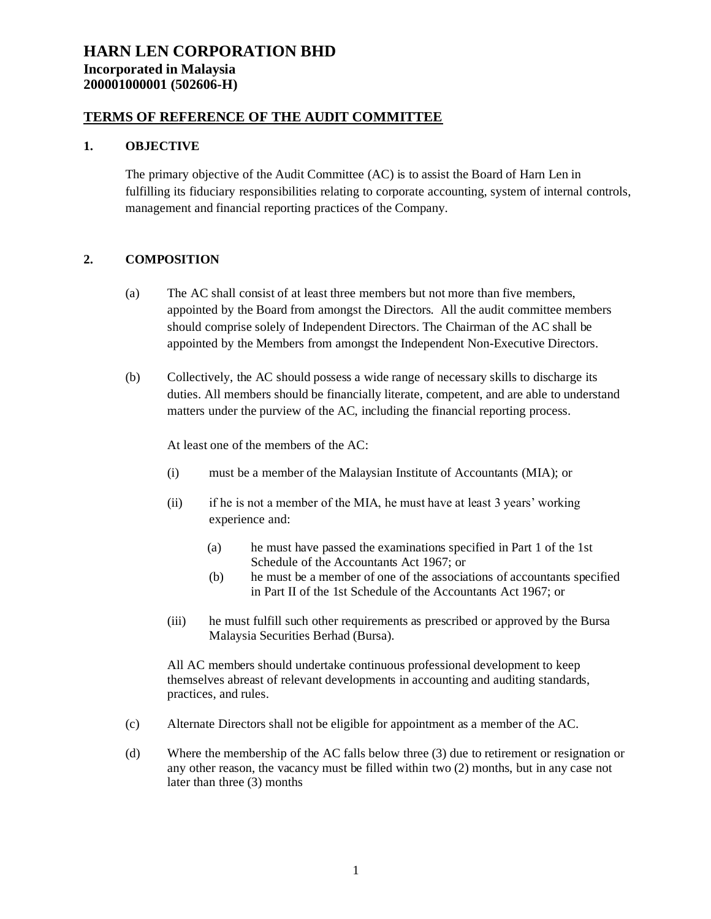# HARN LEN CORPORATION BHD

**Incorporated in Malaysia**
**200001000001 (502606-H)**

## TERMS OF REFERENCE OF THE AUDIT COMMITTEE

### 1. OBJECTIVE

The primary objective of the Audit Committee (AC) is to assist the Board of Harn Len in fulfilling its fiduciary responsibilities relating to corporate accounting, system of internal controls, management and financial reporting practices of the Company.

### 2. COMPOSITION

(a) The AC shall consist of at least three members but not more than five members, appointed by the Board from amongst the Directors. All the audit committee members should comprise solely of Independent Directors. The Chairman of the AC shall be appointed by the Members from amongst the Independent Non-Executive Directors.

(b) Collectively, the AC should possess a wide range of necessary skills to discharge its duties. All members should be financially literate, competent, and are able to understand matters under the purview of the AC, including the financial reporting process.

At least one of the members of the AC:

(i) must be a member of the Malaysian Institute of Accountants (MIA); or

(ii) if he is not a member of the MIA, he must have at least 3 years' working experience and:

(a) he must have passed the examinations specified in Part 1 of the 1st Schedule of the Accountants Act 1967; or

(b) he must be a member of one of the associations of accountants specified in Part II of the 1st Schedule of the Accountants Act 1967; or

(iii) he must fulfill such other requirements as prescribed or approved by the Bursa Malaysia Securities Berhad (Bursa).

All AC members should undertake continuous professional development to keep themselves abreast of relevant developments in accounting and auditing standards, practices, and rules.

(c) Alternate Directors shall not be eligible for appointment as a member of the AC.

(d) Where the membership of the AC falls below three (3) due to retirement or resignation or any other reason, the vacancy must be filled within two (2) months, but in any case not later than three (3) months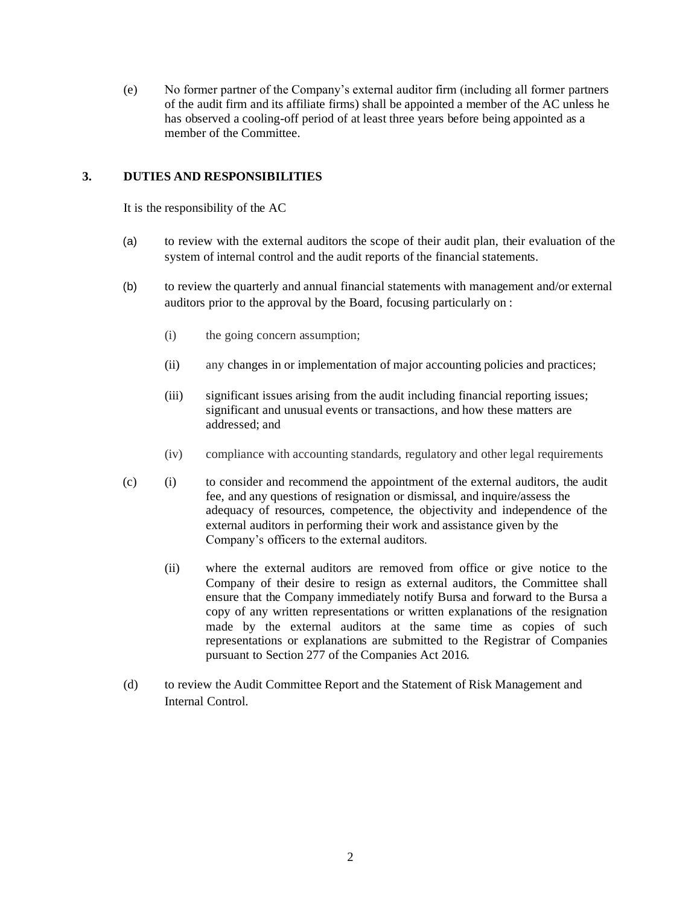(e) No former partner of the Company's external auditor firm (including all former partners of the audit firm and its affiliate firms) shall be appointed a member of the AC unless he has observed a cooling-off period of at least three years before being appointed as a member of the Committee.

## 3. DUTIES AND RESPONSIBILITIES

It is the responsibility of the AC

(a) to review with the external auditors the scope of their audit plan, their evaluation of the system of internal control and the audit reports of the financial statements.

(b) to review the quarterly and annual financial statements with management and/or external auditors prior to the approval by the Board, focusing particularly on :

- (i) the going concern assumption;
- (ii) any changes in or implementation of major accounting policies and practices;
- (iii) significant issues arising from the audit including financial reporting issues; significant and unusual events or transactions, and how these matters are addressed; and
- (iv) compliance with accounting standards, regulatory and other legal requirements

(c) (i) to consider and recommend the appointment of the external auditors, the audit fee, and any questions of resignation or dismissal, and inquire/assess the adequacy of resources, competence, the objectivity and independence of the external auditors in performing their work and assistance given by the Company's officers to the external auditors.

(ii) where the external auditors are removed from office or give notice to the Company of their desire to resign as external auditors, the Committee shall ensure that the Company immediately notify Bursa and forward to the Bursa a copy of any written representations or written explanations of the resignation made by the external auditors at the same time as copies of such representations or explanations are submitted to the Registrar of Companies pursuant to Section 277 of the Companies Act 2016.

(d) to review the Audit Committee Report and the Statement of Risk Management and Internal Control.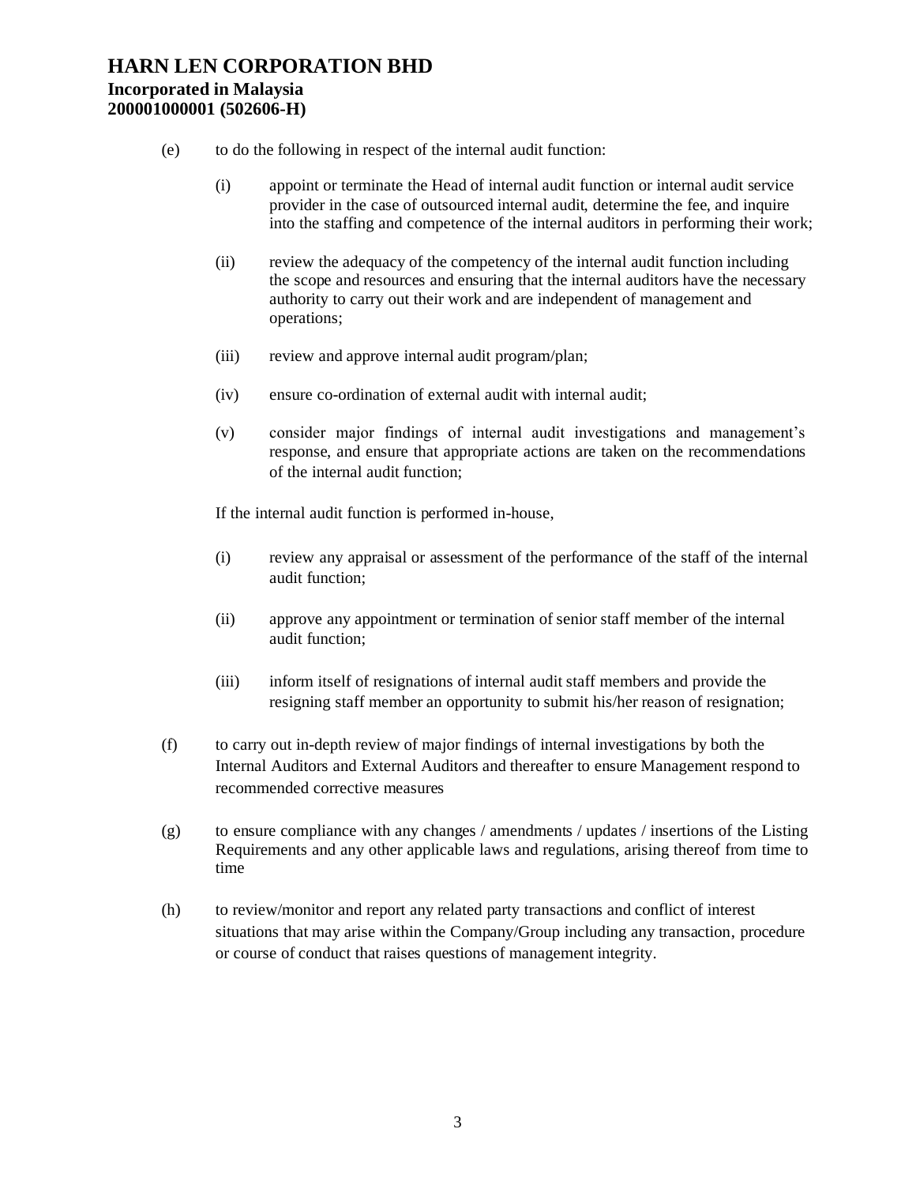(e) to do the following in respect of the internal audit function:

   (i) appoint or terminate the Head of internal audit function or internal audit service provider in the case of outsourced internal audit, determine the fee, and inquire into the staffing and competence of the internal auditors in performing their work;

   (ii) review the adequacy of the competency of the internal audit function including the scope and resources and ensuring that the internal auditors have the necessary authority to carry out their work and are independent of management and operations;

   (iii) review and approve internal audit program/plan;

   (iv) ensure co-ordination of external audit with internal audit;

   (v) consider major findings of internal audit investigations and management's response, and ensure that appropriate actions are taken on the recommendations of the internal audit function;

   If the internal audit function is performed in-house,

   (i) review any appraisal or assessment of the performance of the staff of the internal audit function;

   (ii) approve any appointment or termination of senior staff member of the internal audit function;

   (iii) inform itself of resignations of internal audit staff members and provide the resigning staff member an opportunity to submit his/her reason of resignation;

(f) to carry out in-depth review of major findings of internal investigations by both the Internal Auditors and External Auditors and thereafter to ensure Management respond to recommended corrective measures

(g) to ensure compliance with any changes / amendments / updates / insertions of the Listing Requirements and any other applicable laws and regulations, arising thereof from time to time

(h) to review/monitor and report any related party transactions and conflict of interest situations that may arise within the Company/Group including any transaction, procedure or course of conduct that raises questions of management integrity.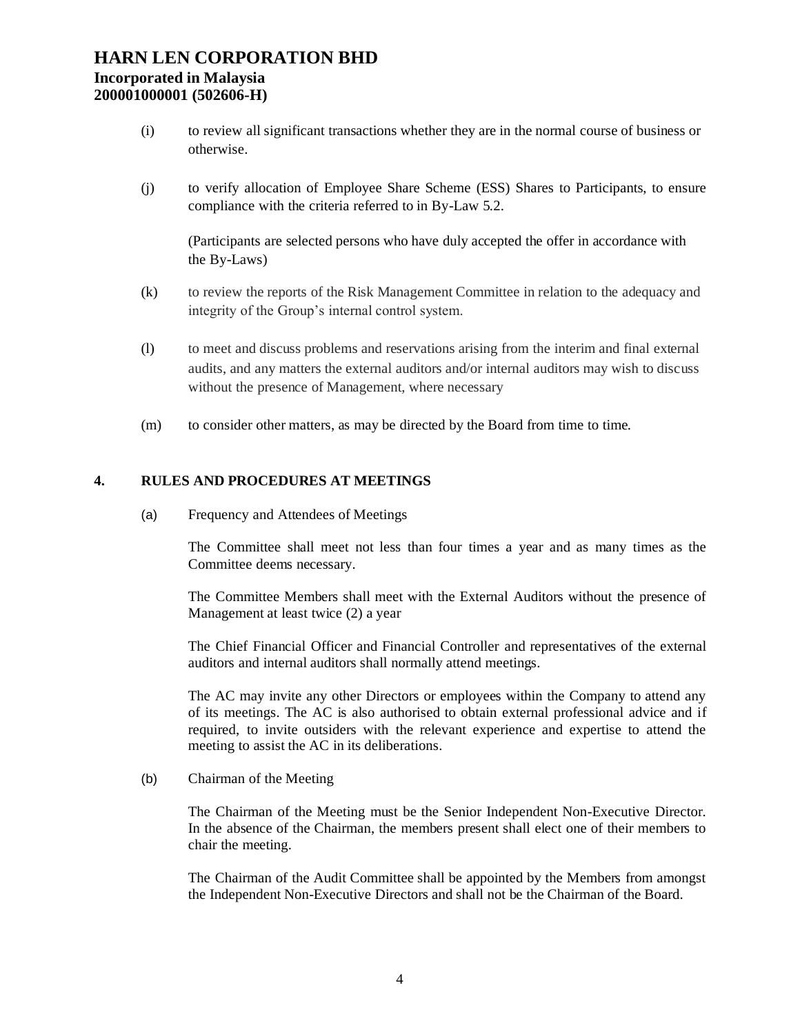(i) to review all significant transactions whether they are in the normal course of business or otherwise.

(j) to verify allocation of Employee Share Scheme (ESS) Shares to Participants, to ensure compliance with the criteria referred to in By-Law 5.2.

(Participants are selected persons who have duly accepted the offer in accordance with the By-Laws)

(k) to review the reports of the Risk Management Committee in relation to the adequacy and integrity of the Group's internal control system.

(l) to meet and discuss problems and reservations arising from the interim and final external audits, and any matters the external auditors and/or internal auditors may wish to discuss without the presence of Management, where necessary

(m) to consider other matters, as may be directed by the Board from time to time.

## 4. RULES AND PROCEDURES AT MEETINGS

(a) Frequency and Attendees of Meetings

The Committee shall meet not less than four times a year and as many times as the Committee deems necessary.

The Committee Members shall meet with the External Auditors without the presence of Management at least twice (2) a year

The Chief Financial Officer and Financial Controller and representatives of the external auditors and internal auditors shall normally attend meetings.

The AC may invite any other Directors or employees within the Company to attend any of its meetings. The AC is also authorised to obtain external professional advice and if required, to invite outsiders with the relevant experience and expertise to attend the meeting to assist the AC in its deliberations.

(b) Chairman of the Meeting

The Chairman of the Meeting must be the Senior Independent Non-Executive Director. In the absence of the Chairman, the members present shall elect one of their members to chair the meeting.

The Chairman of the Audit Committee shall be appointed by the Members from amongst the Independent Non-Executive Directors and shall not be the Chairman of the Board.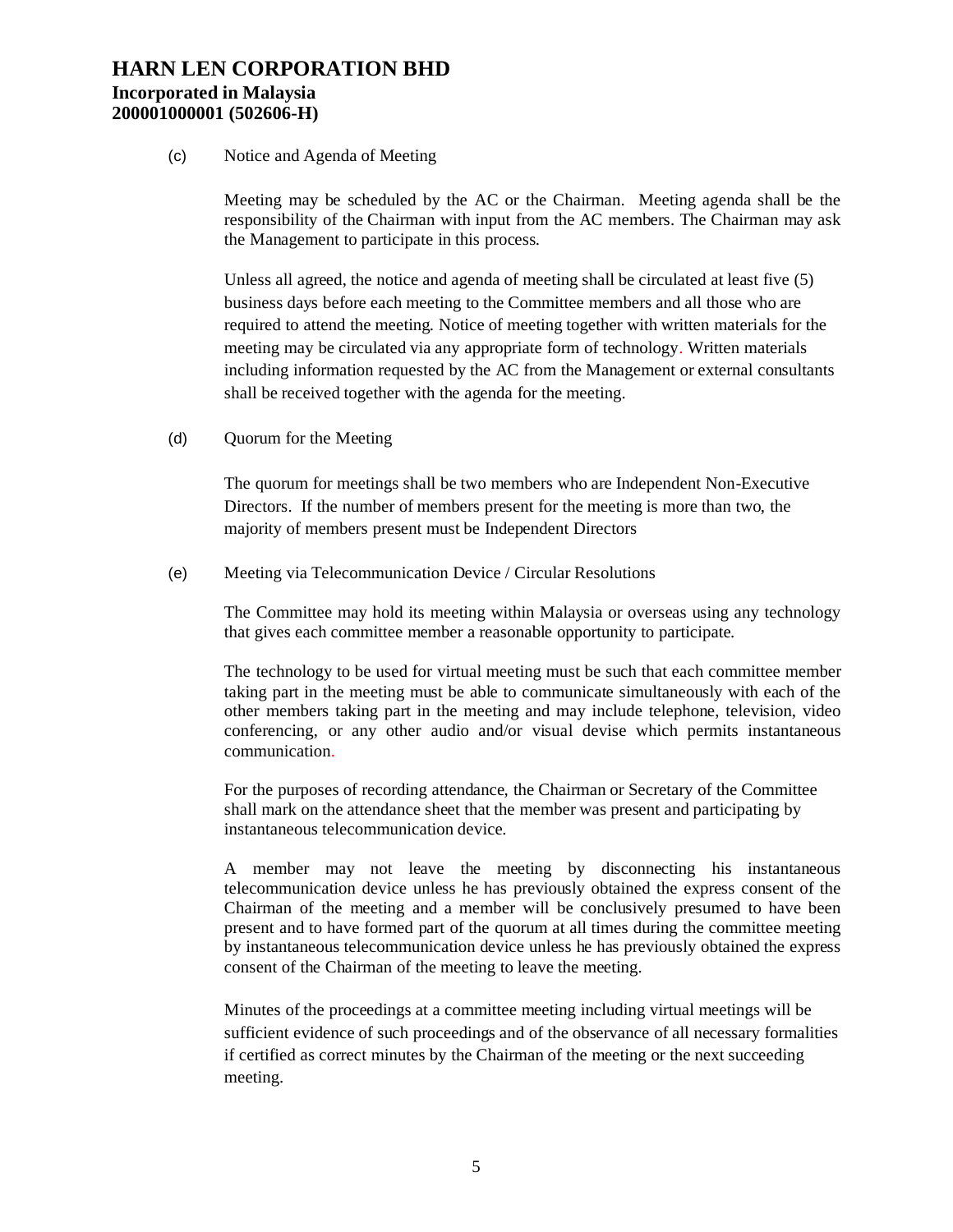(c) Notice and Agenda of Meeting

Meeting may be scheduled by the AC or the Chairman. Meeting agenda shall be the responsibility of the Chairman with input from the AC members. The Chairman may ask the Management to participate in this process.

Unless all agreed, the notice and agenda of meeting shall be circulated at least five (5) business days before each meeting to the Committee members and all those who are required to attend the meeting. Notice of meeting together with written materials for the meeting may be circulated via any appropriate form of technology. Written materials including information requested by the AC from the Management or external consultants shall be received together with the agenda for the meeting.

(d) Quorum for the Meeting

The quorum for meetings shall be two members who are Independent Non-Executive Directors. If the number of members present for the meeting is more than two, the majority of members present must be Independent Directors

(e) Meeting via Telecommunication Device / Circular Resolutions

The Committee may hold its meeting within Malaysia or overseas using any technology that gives each committee member a reasonable opportunity to participate.

The technology to be used for virtual meeting must be such that each committee member taking part in the meeting must be able to communicate simultaneously with each of the other members taking part in the meeting and may include telephone, television, video conferencing, or any other audio and/or visual devise which permits instantaneous communication.

For the purposes of recording attendance, the Chairman or Secretary of the Committee shall mark on the attendance sheet that the member was present and participating by instantaneous telecommunication device.

A member may not leave the meeting by disconnecting his instantaneous telecommunication device unless he has previously obtained the express consent of the Chairman of the meeting and a member will be conclusively presumed to have been present and to have formed part of the quorum at all times during the committee meeting by instantaneous telecommunication device unless he has previously obtained the express consent of the Chairman of the meeting to leave the meeting.

Minutes of the proceedings at a committee meeting including virtual meetings will be sufficient evidence of such proceedings and of the observance of all necessary formalities if certified as correct minutes by the Chairman of the meeting or the next succeeding meeting.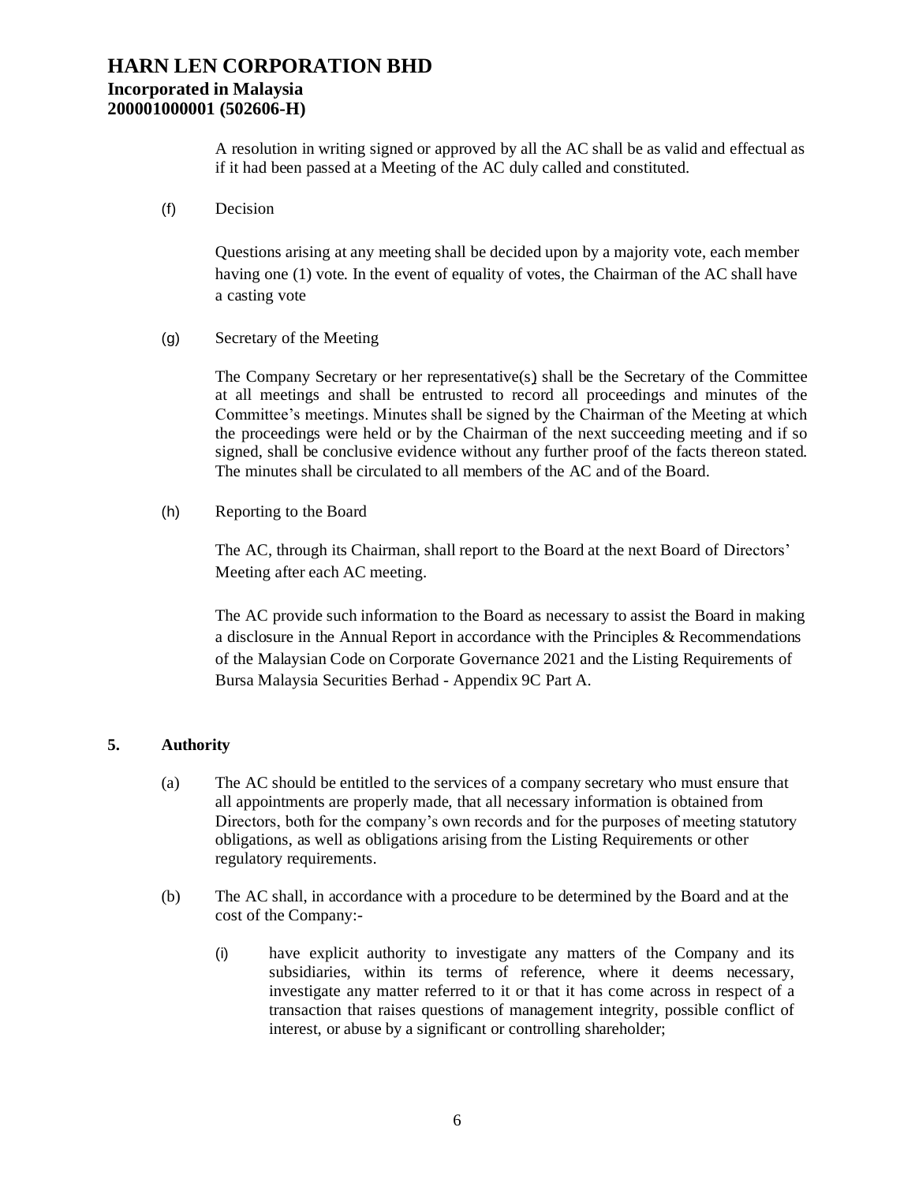A resolution in writing signed or approved by all the AC shall be as valid and effectual as if it had been passed at a Meeting of the AC duly called and constituted.

(f) Decision

Questions arising at any meeting shall be decided upon by a majority vote, each member having one (1) vote. In the event of equality of votes, the Chairman of the AC shall have a casting vote

(g) Secretary of the Meeting

The Company Secretary or her representative(s) shall be the Secretary of the Committee at all meetings and shall be entrusted to record all proceedings and minutes of the Committee's meetings. Minutes shall be signed by the Chairman of the Meeting at which the proceedings were held or by the Chairman of the next succeeding meeting and if so signed, shall be conclusive evidence without any further proof of the facts thereon stated. The minutes shall be circulated to all members of the AC and of the Board.

(h) Reporting to the Board

The AC, through its Chairman, shall report to the Board at the next Board of Directors' Meeting after each AC meeting.

The AC provide such information to the Board as necessary to assist the Board in making a disclosure in the Annual Report in accordance with the Principles & Recommendations of the Malaysian Code on Corporate Governance 2021 and the Listing Requirements of Bursa Malaysia Securities Berhad - Appendix 9C Part A.

## 5. Authority

(a) The AC should be entitled to the services of a company secretary who must ensure that all appointments are properly made, that all necessary information is obtained from Directors, both for the company's own records and for the purposes of meeting statutory obligations, as well as obligations arising from the Listing Requirements or other regulatory requirements.

(b) The AC shall, in accordance with a procedure to be determined by the Board and at the cost of the Company:-

(i) have explicit authority to investigate any matters of the Company and its subsidiaries, within its terms of reference, where it deems necessary, investigate any matter referred to it or that it has come across in respect of a transaction that raises questions of management integrity, possible conflict of interest, or abuse by a significant or controlling shareholder;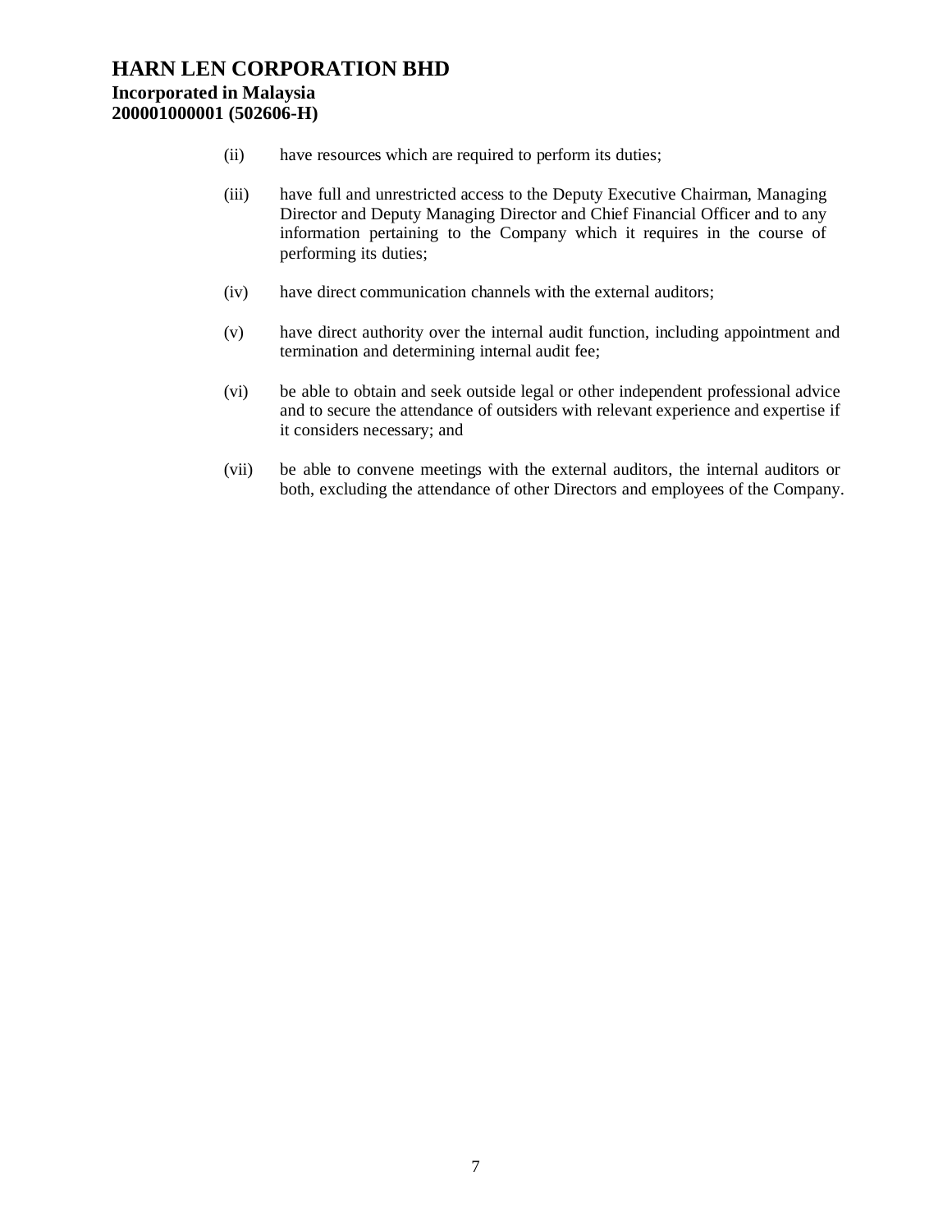(ii) have resources which are required to perform its duties;

(iii) have full and unrestricted access to the Deputy Executive Chairman, Managing Director and Deputy Managing Director and Chief Financial Officer and to any information pertaining to the Company which it requires in the course of performing its duties;

(iv) have direct communication channels with the external auditors;

(v) have direct authority over the internal audit function, including appointment and termination and determining internal audit fee;

(vi) be able to obtain and seek outside legal or other independent professional advice and to secure the attendance of outsiders with relevant experience and expertise if it considers necessary; and

(vii) be able to convene meetings with the external auditors, the internal auditors or both, excluding the attendance of other Directors and employees of the Company.